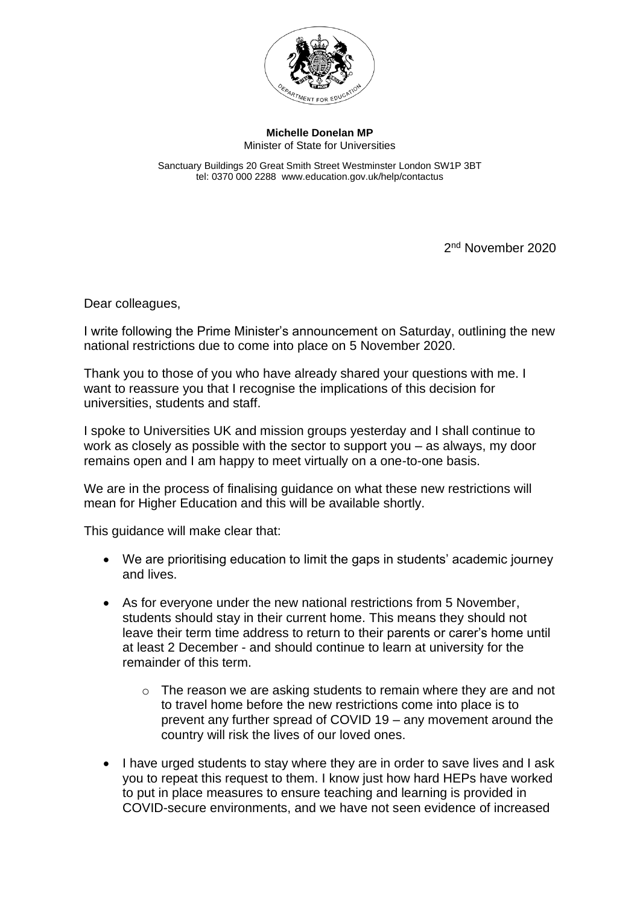**Michelle Donelan MP**
Minister of State for Universities

Sanctuary Buildings 20 Great Smith Street Westminster London SW1P 3BT
tel: 0370 000 2288 www.education.gov.uk/help/contactus

2nd November 2020

Dear colleagues,

I write following the Prime Minister's announcement on Saturday, outlining the new national restrictions due to come into place on 5 November 2020.

Thank you to those of you who have already shared your questions with me. I want to reassure you that I recognise the implications of this decision for universities, students and staff.

I spoke to Universities UK and mission groups yesterday and I shall continue to work as closely as possible with the sector to support you – as always, my door remains open and I am happy to meet virtually on a one-to-one basis.

We are in the process of finalising guidance on what these new restrictions will mean for Higher Education and this will be available shortly.

This guidance will make clear that:

- We are prioritising education to limit the gaps in students' academic journey and lives.
- As for everyone under the new national restrictions from 5 November, students should stay in their current home. This means they should not leave their term time address to return to their parents or carer's home until at least 2 December - and should continue to learn at university for the remainder of this term.
    - The reason we are asking students to remain where they are and not to travel home before the new restrictions come into place is to prevent any further spread of COVID 19 – any movement around the country will risk the lives of our loved ones.
- I have urged students to stay where they are in order to save lives and I ask you to repeat this request to them. I know just how hard HEPs have worked to put in place measures to ensure teaching and learning is provided in COVID-secure environments, and we have not seen evidence of increased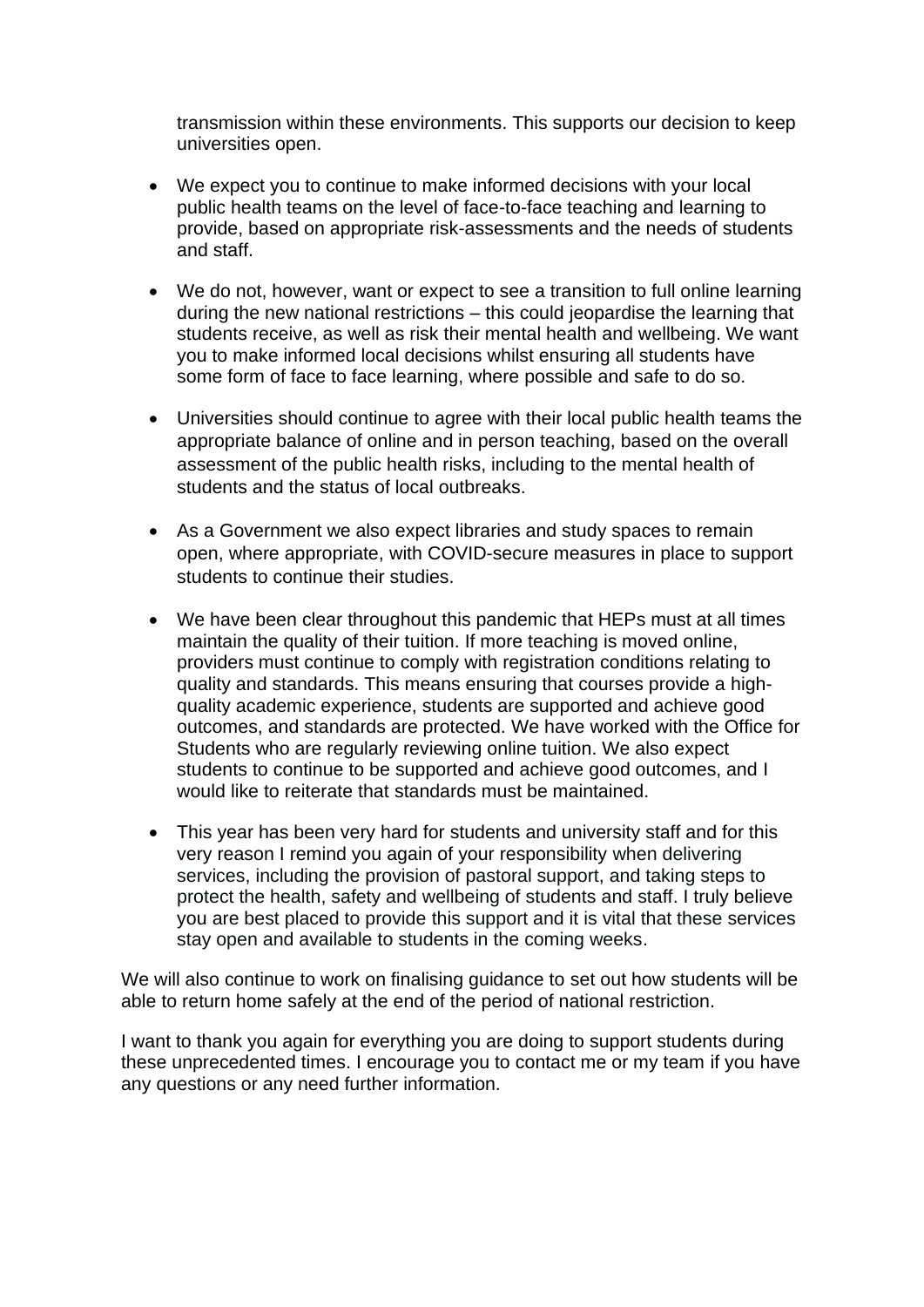transmission within these environments. This supports our decision to keep universities open.

- We expect you to continue to make informed decisions with your local public health teams on the level of face-to-face teaching and learning to provide, based on appropriate risk-assessments and the needs of students and staff.

- We do not, however, want or expect to see a transition to full online learning during the new national restrictions – this could jeopardise the learning that students receive, as well as risk their mental health and wellbeing. We want you to make informed local decisions whilst ensuring all students have some form of face to face learning, where possible and safe to do so.

- Universities should continue to agree with their local public health teams the appropriate balance of online and in person teaching, based on the overall assessment of the public health risks, including to the mental health of students and the status of local outbreaks.

- As a Government we also expect libraries and study spaces to remain open, where appropriate, with COVID-secure measures in place to support students to continue their studies.

- We have been clear throughout this pandemic that HEPs must at all times maintain the quality of their tuition. If more teaching is moved online, providers must continue to comply with registration conditions relating to quality and standards. This means ensuring that courses provide a high-quality academic experience, students are supported and achieve good outcomes, and standards are protected. We have worked with the Office for Students who are regularly reviewing online tuition. We also expect students to continue to be supported and achieve good outcomes, and I would like to reiterate that standards must be maintained.

- This year has been very hard for students and university staff and for this very reason I remind you again of your responsibility when delivering services, including the provision of pastoral support, and taking steps to protect the health, safety and wellbeing of students and staff. I truly believe you are best placed to provide this support and it is vital that these services stay open and available to students in the coming weeks.

We will also continue to work on finalising guidance to set out how students will be able to return home safely at the end of the period of national restriction.

I want to thank you again for everything you are doing to support students during these unprecedented times. I encourage you to contact me or my team if you have any questions or any need further information.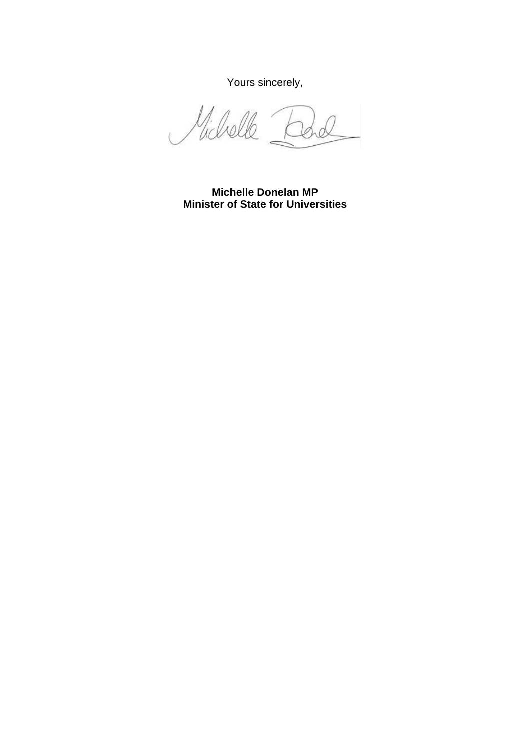Yours sincerely,

**Michelle Donelan MP**
**Minister of State for Universities**